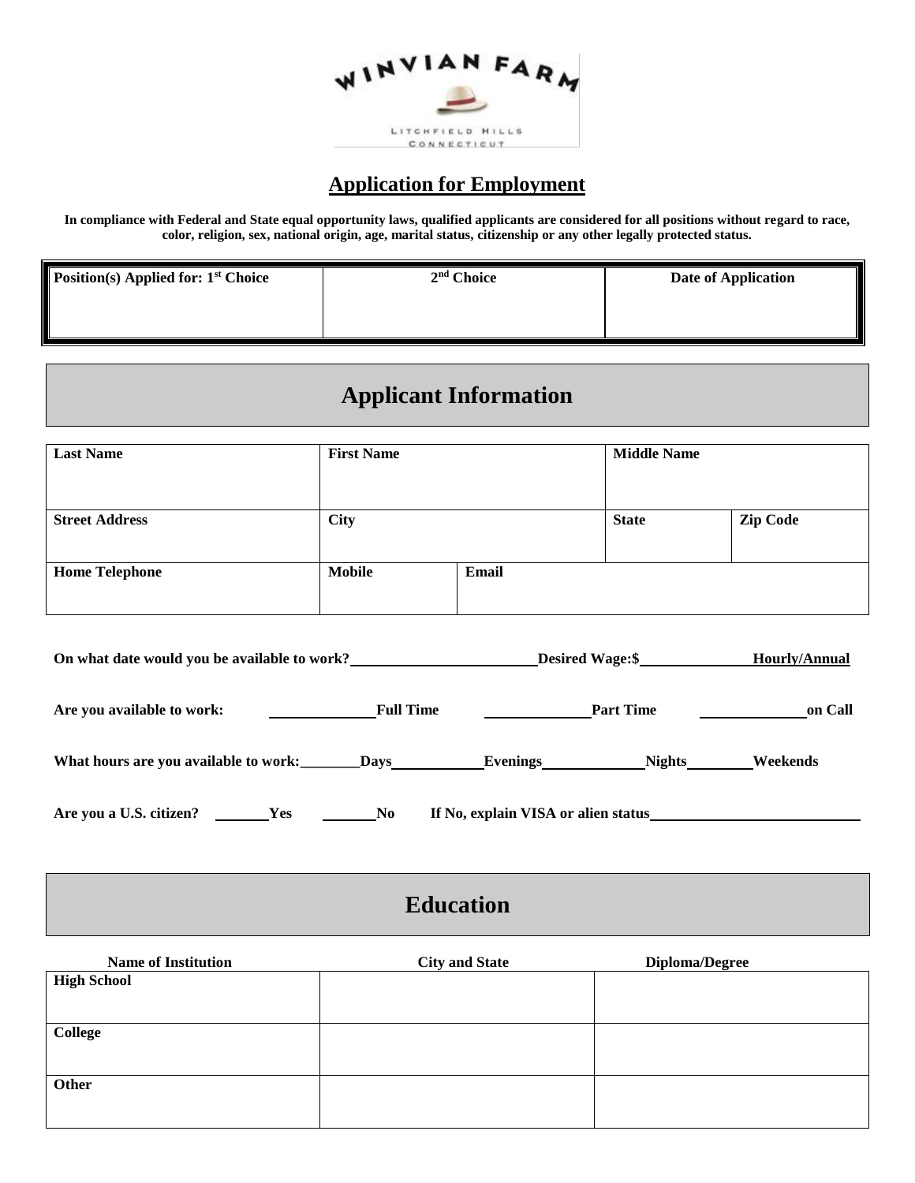WINVIAN FARM

LITCHFIELD HILLS CONNECTICUT

# Application for Employment

**In compliance with Federal and State equal opportunity laws, qualified applicants are considered for all positions without regard to race, color, religion, sex, national origin, age, marital status, citizenship or any other legally protected status.**

| Position(s) Applied for: 1st Choice | 2nd Choice | Date of Application |
|---|---|---|
| | | |

## Applicant Information

| Last Name | First Name | | Middle Name | |
|---|---|---|---|---|
| Street Address | City | | State | Zip Code |
| Home Telephone | Mobile | Email | | |

**On what date would you be available to work?**\_\_\_\_\_\_\_\_\_\_\_\_\_\_\_\_\_\_\_\_\_\_\_\_ **Desired Wage:$**\_\_\_\_\_\_\_\_\_\_\_\_\_\_\_ **Hourly/Annual**

**Are you available to work:** \_\_\_\_\_\_\_\_\_\_\_\_\_\_ **Full Time** \_\_\_\_\_\_\_\_\_\_\_\_\_\_ **Part Time** \_\_\_\_\_\_\_\_\_\_\_\_\_\_ **on Call**

**What hours are you available to work:**\_\_\_\_\_\_\_\_ **Days**\_\_\_\_\_\_\_\_\_\_\_\_ **Evenings**\_\_\_\_\_\_\_\_\_\_\_\_\_\_ **Nights**\_\_\_\_\_\_\_\_\_ **Weekends**

**Are you a U.S. citizen?** \_\_\_\_\_\_\_\_ **Yes** \_\_\_\_\_\_\_\_ **No** **If No, explain VISA or alien status**\_\_\_\_\_\_\_\_\_\_\_\_\_\_\_\_\_\_\_\_\_\_\_\_\_\_\_\_\_\_

## Education

| Name of Institution | City and State | Diploma/Degree |
|---|---|---|
| High School | | |
| College | | |
| Other | | |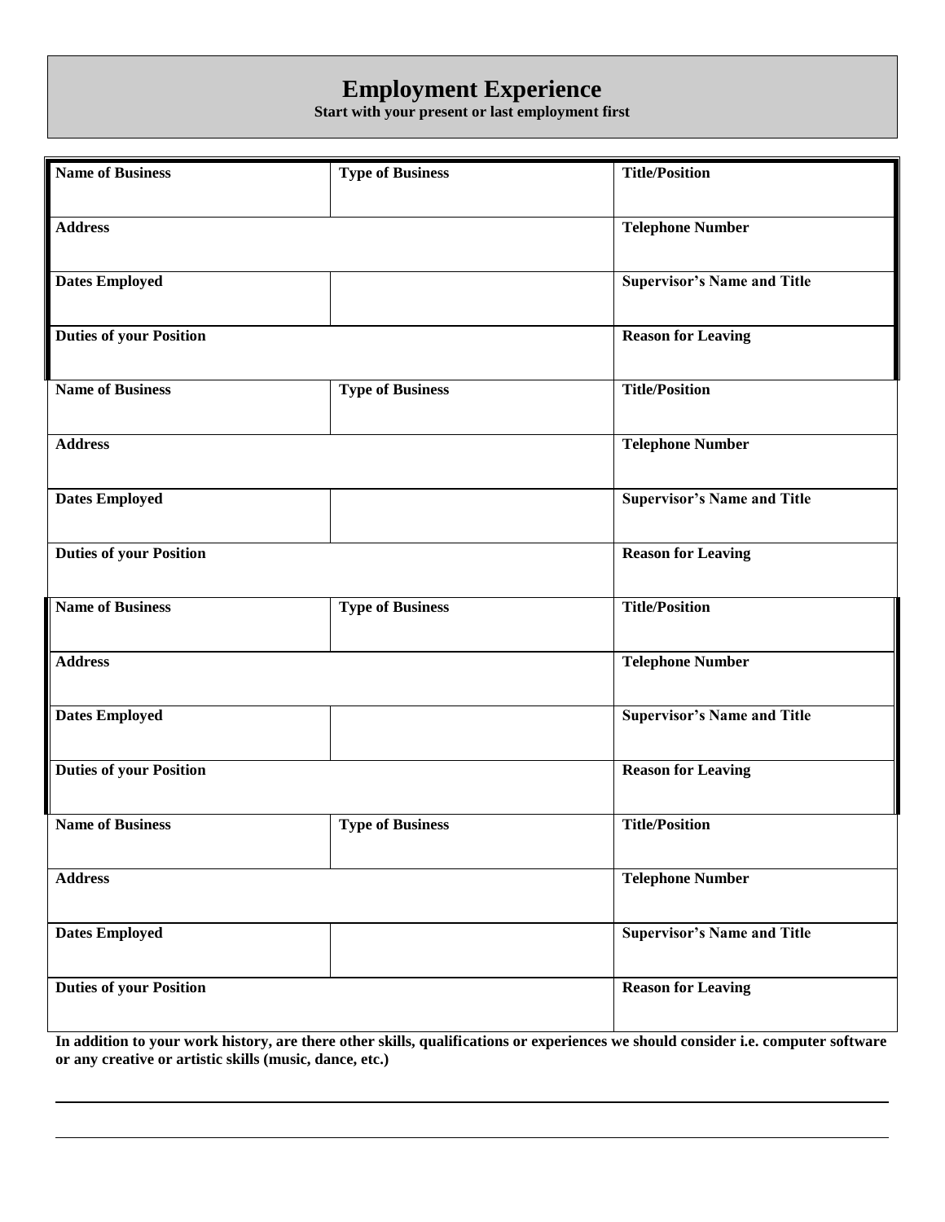# Employment Experience

**Start with your present or last employment first**

| **Name of Business** | **Type of Business** | **Title/Position** |
|---|---|---|
| **Address** | | **Telephone Number** |
| **Dates Employed** | | **Supervisor's Name and Title** |
| **Duties of your Position** | | **Reason for Leaving** |

| **Name of Business** | **Type of Business** | **Title/Position** |
|---|---|---|
| **Address** | | **Telephone Number** |
| **Dates Employed** | | **Supervisor's Name and Title** |
| **Duties of your Position** | | **Reason for Leaving** |

| **Name of Business** | **Type of Business** | **Title/Position** |
|---|---|---|
| **Address** | | **Telephone Number** |
| **Dates Employed** | | **Supervisor's Name and Title** |
| **Duties of your Position** | | **Reason for Leaving** |

| **Name of Business** | **Type of Business** | **Title/Position** |
|---|---|---|
| **Address** | | **Telephone Number** |
| **Dates Employed** | | **Supervisor's Name and Title** |
| **Duties of your Position** | | **Reason for Leaving** |

**In addition to your work history, are there other skills, qualifications or experiences we should consider i.e. computer software or any creative or artistic skills (music, dance, etc.)**

_______________________________________________________________________________

_______________________________________________________________________________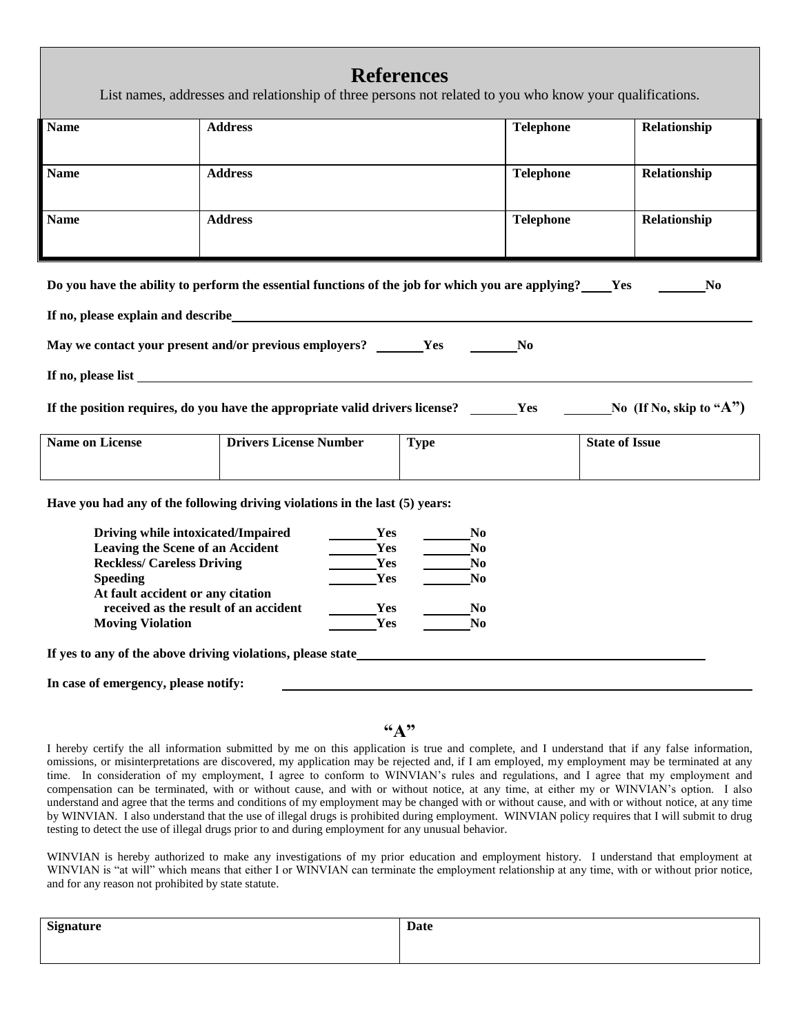## References

List names, addresses and relationship of three persons not related to you who know your qualifications.

| Name | Address | Telephone | Relationship |
|---|---|---|---|
| Name | Address | Telephone | Relationship |
| Name | Address | Telephone | Relationship |

**Do you have the ability to perform the essential functions of the job for which you are applying?** ____ **Yes** _______ **No**

**If no, please explain and describe** ____________________________________________

**May we contact your present and/or previous employers?** _______ **Yes** _______ **No**

**If no, please list** ____________________________________________

**If the position requires, do you have the appropriate valid drivers license?** _______ **Yes** _______ **No (If No, skip to "A")**

| Name on License | Drivers License Number | Type | State of Issue |
|---|---|---|---|
| | | | |

**Have you had any of the following driving violations in the last (5) years:**

| | | |
|---|---|---|
| **Driving while intoxicated/Impaired** | _______ **Yes** | _______ **No** |
| **Leaving the Scene of an Accident** | _______ **Yes** | _______ **No** |
| **Reckless/ Careless Driving** | _______ **Yes** | _______ **No** |
| **Speeding** | _______ **Yes** | _______ **No** |
| **At fault accident or any citation received as the result of an accident** | _______ **Yes** | _______ **No** |
| **Moving Violation** | _______ **Yes** | _______ **No** |

**If yes to any of the above driving violations, please state** ____________________________________________

**In case of emergency, please notify:** ____________________________________________

### "A"

I hereby certify the all information submitted by me on this application is true and complete, and I understand that if any false information, omissions, or misinterpretations are discovered, my application may be rejected and, if I am employed, my employment may be terminated at any time. In consideration of my employment, I agree to conform to WINVIAN's rules and regulations, and I agree that my employment and compensation can be terminated, with or without cause, and with or without notice, at any time, at either my or WINVIAN's option. I also understand and agree that the terms and conditions of my employment may be changed with or without cause, and with or without notice, at any time by WINVIAN. I also understand that the use of illegal drugs is prohibited during employment. WINVIAN policy requires that I will submit to drug testing to detect the use of illegal drugs prior to and during employment for any unusual behavior.

WINVIAN is hereby authorized to make any investigations of my prior education and employment history. I understand that employment at WINVIAN is "at will" which means that either I or WINVIAN can terminate the employment relationship at any time, with or without prior notice, and for any reason not prohibited by state statute.

| Signature | Date |
|---|---|
| | |